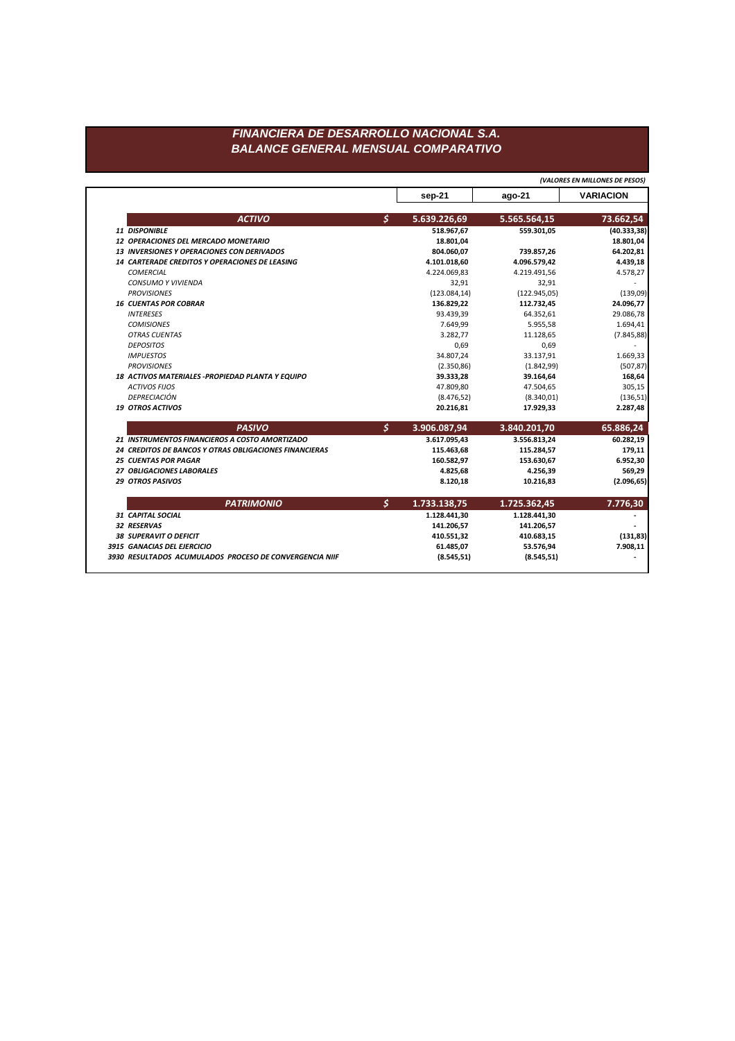# *FINANCIERA DE DESARROLLO NACIONAL S.A.*
## *BALANCE GENERAL MENSUAL COMPARATIVO*

*(VALORES EN MILLONES DE PESOS)*

| | | sep-21 | ago-21 | VARIACION |
|---|---|---|---|---|
| ***ACTIVO*** | **$** | **5.639.226,69** | **5.565.564,15** | **73.662,54** |
| ***11 DISPONIBLE*** | | **518.967,67** | **559.301,05** | **(40.333,38)** |
| ***12 OPERACIONES DEL MERCADO MONETARIO*** | | **18.801,04** | | **18.801,04** |
| ***13 INVERSIONES Y OPERACIONES CON DERIVADOS*** | | **804.060,07** | **739.857,26** | **64.202,81** |
| ***14 CARTERADE CREDITOS Y OPERACIONES DE LEASING*** | | **4.101.018,60** | **4.096.579,42** | **4.439,18** |
| *COMERCIAL* | | 4.224.069,83 | 4.219.491,56 | 4.578,27 |
| *CONSUMO Y VIVIENDA* | | 32,91 | 32,91 | - |
| *PROVISIONES* | | (123.084,14) | (122.945,05) | (139,09) |
| ***16 CUENTAS POR COBRAR*** | | **136.829,22** | **112.732,45** | **24.096,77** |
| *INTERESES* | | 93.439,39 | 64.352,61 | 29.086,78 |
| *COMISIONES* | | 7.649,99 | 5.955,58 | 1.694,41 |
| *OTRAS CUENTAS* | | 3.282,77 | 11.128,65 | (7.845,88) |
| *DEPOSITOS* | | 0,69 | 0,69 | - |
| *IMPUESTOS* | | 34.807,24 | 33.137,91 | 1.669,33 |
| *PROVISIONES* | | (2.350,86) | (1.842,99) | (507,87) |
| ***18 ACTIVOS MATERIALES -PROPIEDAD PLANTA Y EQUIPO*** | | **39.333,28** | **39.164,64** | **168,64** |
| *ACTIVOS FIJOS* | | 47.809,80 | 47.504,65 | 305,15 |
| *DEPRECIACIÓN* | | (8.476,52) | (8.340,01) | (136,51) |
| ***19 OTROS ACTIVOS*** | | **20.216,81** | **17.929,33** | **2.287,48** |
| ***PASIVO*** | **$** | **3.906.087,94** | **3.840.201,70** | **65.886,24** |
| ***21 INSTRUMENTOS FINANCIEROS A COSTO AMORTIZADO*** | | **3.617.095,43** | **3.556.813,24** | **60.282,19** |
| ***24 CREDITOS DE BANCOS Y OTRAS OBLIGACIONES FINANCIERAS*** | | **115.463,68** | **115.284,57** | **179,11** |
| ***25 CUENTAS POR PAGAR*** | | **160.582,97** | **153.630,67** | **6.952,30** |
| ***27 OBLIGACIONES LABORALES*** | | **4.825,68** | **4.256,39** | **569,29** |
| ***29 OTROS PASIVOS*** | | **8.120,18** | **10.216,83** | **(2.096,65)** |
| ***PATRIMONIO*** | **$** | **1.733.138,75** | **1.725.362,45** | **7.776,30** |
| ***31 CAPITAL SOCIAL*** | | **1.128.441,30** | **1.128.441,30** | **-** |
| ***32 RESERVAS*** | | **141.206,57** | **141.206,57** | **-** |
| ***38 SUPERAVIT O DEFICIT*** | | **410.551,32** | **410.683,15** | **(131,83)** |
| ***3915 GANACIAS DEL EJERCICIO*** | | **61.485,07** | **53.576,94** | **7.908,11** |
| ***3930 RESULTADOS ACUMULADOS PROCESO DE CONVERGENCIA NIIF*** | | **(8.545,51)** | **(8.545,51)** | **-** |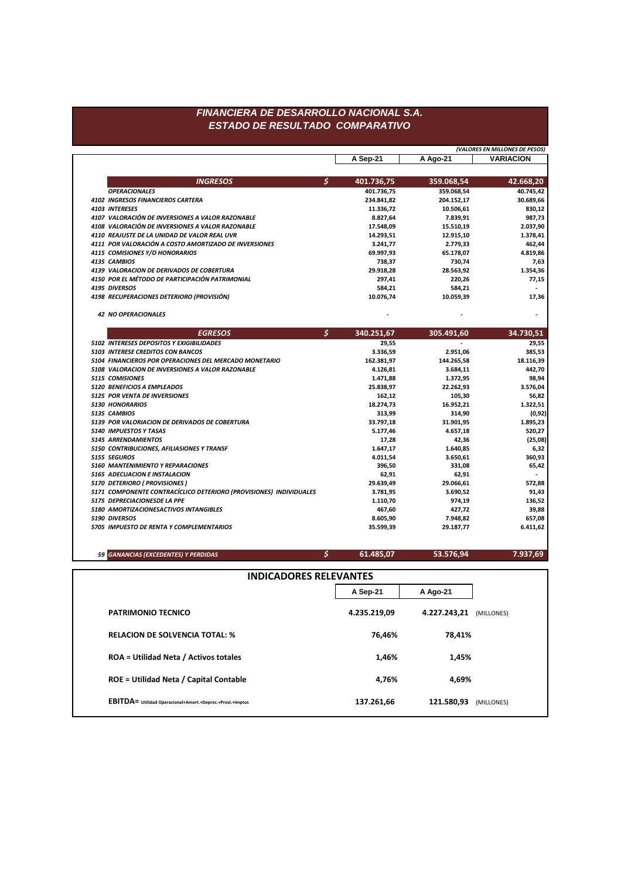# FINANCIERA DE DESARROLLO NACIONAL S.A.
## ESTADO DE RESULTADO COMPARATIVO

*(VALORES EN MILLONES DE PESOS)*

| | | A Sep-21 | A Ago-21 | VARIACION |
|---|---|---|---|---|
| **INGRESOS** | $ | **401.736,75** | **359.068,54** | **42.668,20** |
| *OPERACIONALES* | | 401.736,75 | 359.068,54 | 40.745,42 |
| *4102 INGRESOS FINANCIEROS CARTERA* | | 234.841,82 | 204.152,17 | 30.689,66 |
| *4103 INTERESES* | | 11.336,72 | 10.506,61 | 830,12 |
| *4107 VALORACIÓN DE INVERSIONES A VALOR RAZONABLE* | | 8.827,64 | 7.839,91 | 987,73 |
| *4108 VALORACIÓN DE INVERSIONES A VALOR RAZONABLE* | | 17.548,09 | 15.510,19 | 2.037,90 |
| *4110 REAJUSTE DE LA UNIDAD DE VALOR REAL UVR* | | 14.293,51 | 12.915,10 | 1.378,41 |
| *4111 POR VALORACIÓN A COSTO AMORTIZADO DE INVERSIONES* | | 3.241,77 | 2.779,33 | 462,44 |
| *4115 COMISIONES Y/O HONORARIOS* | | 69.997,93 | 65.178,07 | 4.819,86 |
| *4135 CAMBIOS* | | 738,37 | 730,74 | 7,63 |
| *4139 VALORACION DE DERIVADOS DE COBERTURA* | | 29.918,28 | 28.563,92 | 1.354,36 |
| *4150 POR EL MÉTODO DE PARTICIPACIÓN PATRIMONIAL* | | 297,41 | 220,26 | 77,15 |
| *4195 DIVERSOS* | | 584,21 | 584,21 | - |
| *4198 RECUPERACIONES DETERIORO (PROVISIÓN)* | | 10.076,74 | 10.059,39 | 17,36 |
| *42 NO OPERACIONALES* | | - | - | - |
| **EGRESOS** | $ | **340.251,67** | **305.491,60** | **34.730,51** |
| *5102 INTERESES DEPOSITOS Y EXIGIBILIDADES* | | 29,55 | - | 29,55 |
| *5103 INTERESE CREDITOS CON BANCOS* | | 3.336,59 | 2.951,06 | 385,53 |
| *5104 FINANCIEROS POR OPERACIONES DEL MERCADO MONETARIO* | | 162.381,97 | 144.265,58 | 18.116,39 |
| *5108 VALORACION DE INVERSIONES A VALOR RAZONABLE* | | 4.126,81 | 3.684,11 | 442,70 |
| *5115 COMISIONES* | | 1.471,88 | 1.372,95 | 98,94 |
| *5120 BENEFICIOS A EMPLEADOS* | | 25.838,97 | 22.262,93 | 3.576,04 |
| *5125 POR VENTA DE INVERSIONES* | | 162,12 | 105,30 | 56,82 |
| *5130 HONORARIOS* | | 18.274,73 | 16.952,21 | 1.322,51 |
| *5135 CAMBIOS* | | 313,99 | 314,90 | (0,92) |
| *5139 POR VALORIACION DE DERIVADOS DE COBERTURA* | | 33.797,18 | 31.901,95 | 1.895,23 |
| *5140 IMPUESTOS Y TASAS* | | 5.177,46 | 4.657,18 | 520,27 |
| *5145 ARRENDAMIENTOS* | | 17,28 | 42,36 | (25,08) |
| *5150 CONTRIBUCIONES, AFILIASIONES Y TRANSF* | | 1.647,17 | 1.640,85 | 6,32 |
| *5155 SEGUROS* | | 4.011,54 | 3.650,61 | 360,93 |
| *5160 MANTENIMIENTO Y REPARACIONES* | | 396,50 | 331,08 | 65,42 |
| *5165 ADECUACION E INSTALACION* | | 62,91 | 62,91 | - |
| *5170 DETERIORO ( PROVISIONES )* | | 29.639,49 | 29.066,61 | 572,88 |
| *5171 COMPONENTE CONTRACÍCLICO DETERIORO (PROVISIONES) INDIVIDUALES* | | 3.781,95 | 3.690,52 | 91,43 |
| *5175 DEPRECIACIONESDE LA PPE* | | 1.110,70 | 974,19 | 136,52 |
| *5180 AMORTIZACIONESACTIVOS INTANGIBLES* | | 467,60 | 427,72 | 39,88 |
| *5190 DIVERSOS* | | 8.605,90 | 7.948,82 | 657,08 |
| *5705 IMPUESTO DE RENTA Y COMPLEMENTARIOS* | | 35.599,39 | 29.187,77 | 6.411,62 |
| *59 GANANCIAS (EXCEDENTES) Y PERDIDAS* | $ | **61.485,07** | **53.576,94** | **7.937,69** |

## INDICADORES RELEVANTES

| | A Sep-21 | A Ago-21 | |
|---|---|---|---|
| **PATRIMONIO TECNICO** | 4.235.219,09 | 4.227.243,21 | (MILLONES) |
| **RELACION DE SOLVENCIA TOTAL: %** | 76,46% | 78,41% | |
| **ROA = Utilidad Neta / Activos totales** | 1,46% | 1,45% | |
| **ROE = Utilidad Neta / Capital Contable** | 4,76% | 4,69% | |
| **EBITDA=** Utilidad Operacional+Amort.+Deprec.+Provi.+Imptos | 137.261,66 | 121.580,93 | (MILLONES) |